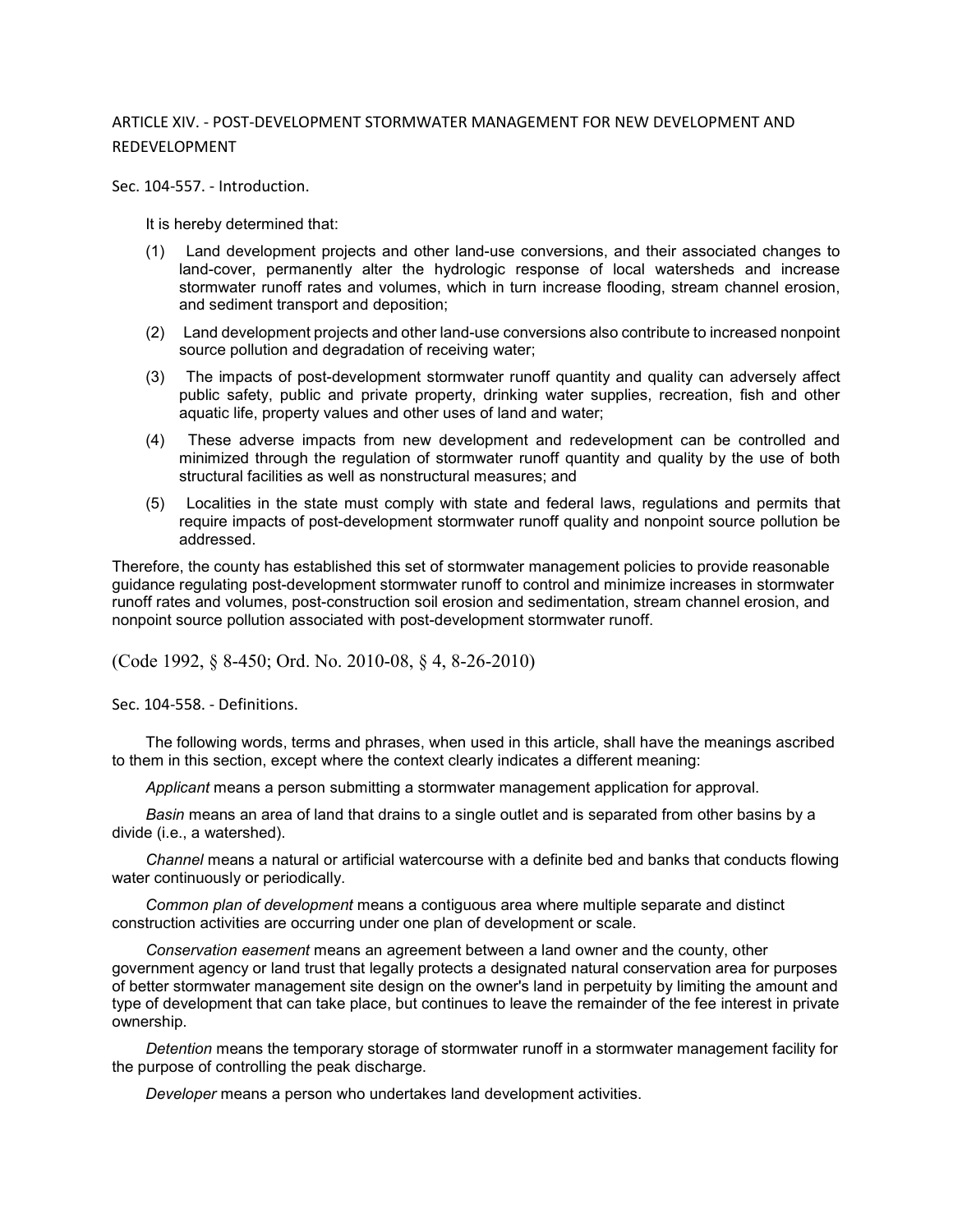# ARTICLE XIV. - POST-DEVELOPMENT STORMWATER MANAGEMENT FOR NEW DEVELOPMENT AND REDEVELOPMENT

## Sec. 104-557. - Introduction.

It is hereby determined that:

(1) Land development projects and other land-use conversions, and their associated changes to land-cover, permanently alter the hydrologic response of local watersheds and increase stormwater runoff rates and volumes, which in turn increase flooding, stream channel erosion, and sediment transport and deposition;

(2) Land development projects and other land-use conversions also contribute to increased nonpoint source pollution and degradation of receiving water;

(3) The impacts of post-development stormwater runoff quantity and quality can adversely affect public safety, public and private property, drinking water supplies, recreation, fish and other aquatic life, property values and other uses of land and water;

(4) These adverse impacts from new development and redevelopment can be controlled and minimized through the regulation of stormwater runoff quantity and quality by the use of both structural facilities as well as nonstructural measures; and

(5) Localities in the state must comply with state and federal laws, regulations and permits that require impacts of post-development stormwater runoff quality and nonpoint source pollution be addressed.

Therefore, the county has established this set of stormwater management policies to provide reasonable guidance regulating post-development stormwater runoff to control and minimize increases in stormwater runoff rates and volumes, post-construction soil erosion and sedimentation, stream channel erosion, and nonpoint source pollution associated with post-development stormwater runoff.

(Code 1992, § 8-450; Ord. No. 2010-08, § 4, 8-26-2010)

## Sec. 104-558. - Definitions.

The following words, terms and phrases, when used in this article, shall have the meanings ascribed to them in this section, except where the context clearly indicates a different meaning:

*Applicant* means a person submitting a stormwater management application for approval.

*Basin* means an area of land that drains to a single outlet and is separated from other basins by a divide (i.e., a watershed).

*Channel* means a natural or artificial watercourse with a definite bed and banks that conducts flowing water continuously or periodically.

*Common plan of development* means a contiguous area where multiple separate and distinct construction activities are occurring under one plan of development or scale.

*Conservation easement* means an agreement between a land owner and the county, other government agency or land trust that legally protects a designated natural conservation area for purposes of better stormwater management site design on the owner's land in perpetuity by limiting the amount and type of development that can take place, but continues to leave the remainder of the fee interest in private ownership.

*Detention* means the temporary storage of stormwater runoff in a stormwater management facility for the purpose of controlling the peak discharge.

*Developer* means a person who undertakes land development activities.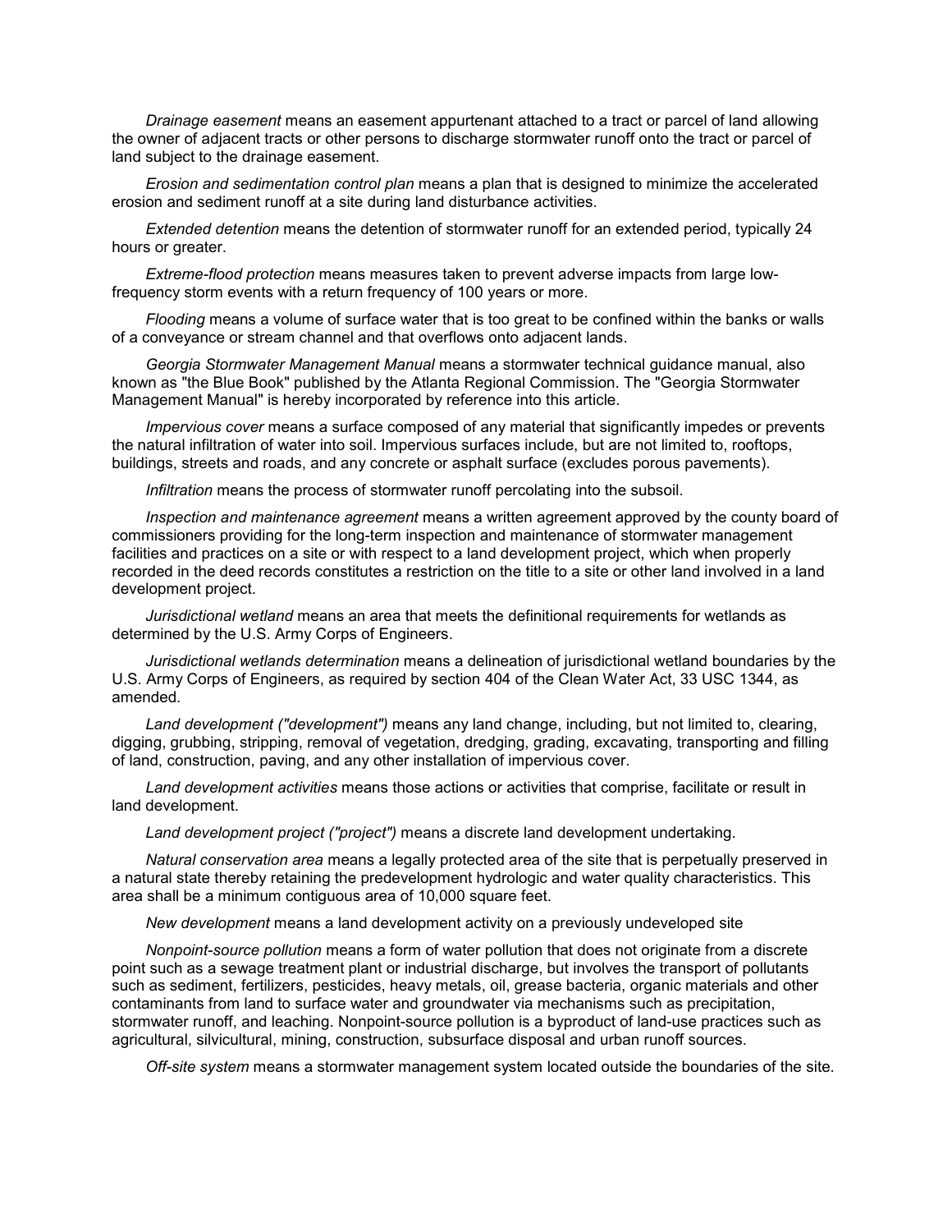*Drainage easement* means an easement appurtenant attached to a tract or parcel of land allowing the owner of adjacent tracts or other persons to discharge stormwater runoff onto the tract or parcel of land subject to the drainage easement.

*Erosion and sedimentation control plan* means a plan that is designed to minimize the accelerated erosion and sediment runoff at a site during land disturbance activities.

*Extended detention* means the detention of stormwater runoff for an extended period, typically 24 hours or greater.

*Extreme-flood protection* means measures taken to prevent adverse impacts from large low-frequency storm events with a return frequency of 100 years or more.

*Flooding* means a volume of surface water that is too great to be confined within the banks or walls of a conveyance or stream channel and that overflows onto adjacent lands.

*Georgia Stormwater Management Manual* means a stormwater technical guidance manual, also known as "the Blue Book" published by the Atlanta Regional Commission. The "Georgia Stormwater Management Manual" is hereby incorporated by reference into this article.

*Impervious cover* means a surface composed of any material that significantly impedes or prevents the natural infiltration of water into soil. Impervious surfaces include, but are not limited to, rooftops, buildings, streets and roads, and any concrete or asphalt surface (excludes porous pavements).

*Infiltration* means the process of stormwater runoff percolating into the subsoil.

*Inspection and maintenance agreement* means a written agreement approved by the county board of commissioners providing for the long-term inspection and maintenance of stormwater management facilities and practices on a site or with respect to a land development project, which when properly recorded in the deed records constitutes a restriction on the title to a site or other land involved in a land development project.

*Jurisdictional wetland* means an area that meets the definitional requirements for wetlands as determined by the U.S. Army Corps of Engineers.

*Jurisdictional wetlands determination* means a delineation of jurisdictional wetland boundaries by the U.S. Army Corps of Engineers, as required by section 404 of the Clean Water Act, 33 USC 1344, as amended.

*Land development ("development")* means any land change, including, but not limited to, clearing, digging, grubbing, stripping, removal of vegetation, dredging, grading, excavating, transporting and filling of land, construction, paving, and any other installation of impervious cover.

*Land development activities* means those actions or activities that comprise, facilitate or result in land development.

*Land development project ("project")* means a discrete land development undertaking.

*Natural conservation area* means a legally protected area of the site that is perpetually preserved in a natural state thereby retaining the predevelopment hydrologic and water quality characteristics. This area shall be a minimum contiguous area of 10,000 square feet.

*New development* means a land development activity on a previously undeveloped site

*Nonpoint-source pollution* means a form of water pollution that does not originate from a discrete point such as a sewage treatment plant or industrial discharge, but involves the transport of pollutants such as sediment, fertilizers, pesticides, heavy metals, oil, grease bacteria, organic materials and other contaminants from land to surface water and groundwater via mechanisms such as precipitation, stormwater runoff, and leaching. Nonpoint-source pollution is a byproduct of land-use practices such as agricultural, silvicultural, mining, construction, subsurface disposal and urban runoff sources.

*Off-site system* means a stormwater management system located outside the boundaries of the site.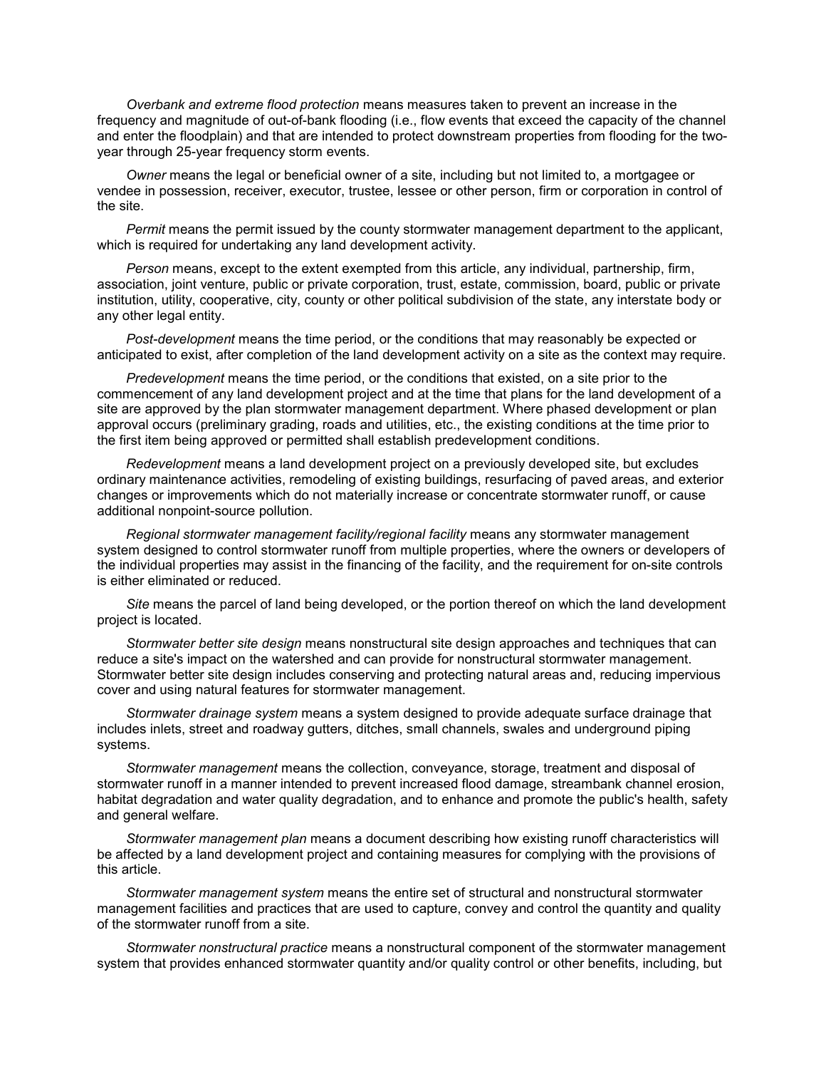*Overbank and extreme flood protection* means measures taken to prevent an increase in the frequency and magnitude of out-of-bank flooding (i.e., flow events that exceed the capacity of the channel and enter the floodplain) and that are intended to protect downstream properties from flooding for the two-year through 25-year frequency storm events.

*Owner* means the legal or beneficial owner of a site, including but not limited to, a mortgagee or vendee in possession, receiver, executor, trustee, lessee or other person, firm or corporation in control of the site.

*Permit* means the permit issued by the county stormwater management department to the applicant, which is required for undertaking any land development activity.

*Person* means, except to the extent exempted from this article, any individual, partnership, firm, association, joint venture, public or private corporation, trust, estate, commission, board, public or private institution, utility, cooperative, city, county or other political subdivision of the state, any interstate body or any other legal entity.

*Post-development* means the time period, or the conditions that may reasonably be expected or anticipated to exist, after completion of the land development activity on a site as the context may require.

*Predevelopment* means the time period, or the conditions that existed, on a site prior to the commencement of any land development project and at the time that plans for the land development of a site are approved by the plan stormwater management department. Where phased development or plan approval occurs (preliminary grading, roads and utilities, etc., the existing conditions at the time prior to the first item being approved or permitted shall establish predevelopment conditions.

*Redevelopment* means a land development project on a previously developed site, but excludes ordinary maintenance activities, remodeling of existing buildings, resurfacing of paved areas, and exterior changes or improvements which do not materially increase or concentrate stormwater runoff, or cause additional nonpoint-source pollution.

*Regional stormwater management facility/regional facility* means any stormwater management system designed to control stormwater runoff from multiple properties, where the owners or developers of the individual properties may assist in the financing of the facility, and the requirement for on-site controls is either eliminated or reduced.

*Site* means the parcel of land being developed, or the portion thereof on which the land development project is located.

*Stormwater better site design* means nonstructural site design approaches and techniques that can reduce a site's impact on the watershed and can provide for nonstructural stormwater management. Stormwater better site design includes conserving and protecting natural areas and, reducing impervious cover and using natural features for stormwater management.

*Stormwater drainage system* means a system designed to provide adequate surface drainage that includes inlets, street and roadway gutters, ditches, small channels, swales and underground piping systems.

*Stormwater management* means the collection, conveyance, storage, treatment and disposal of stormwater runoff in a manner intended to prevent increased flood damage, streambank channel erosion, habitat degradation and water quality degradation, and to enhance and promote the public's health, safety and general welfare.

*Stormwater management plan* means a document describing how existing runoff characteristics will be affected by a land development project and containing measures for complying with the provisions of this article.

*Stormwater management system* means the entire set of structural and nonstructural stormwater management facilities and practices that are used to capture, convey and control the quantity and quality of the stormwater runoff from a site.

*Stormwater nonstructural practice* means a nonstructural component of the stormwater management system that provides enhanced stormwater quantity and/or quality control or other benefits, including, but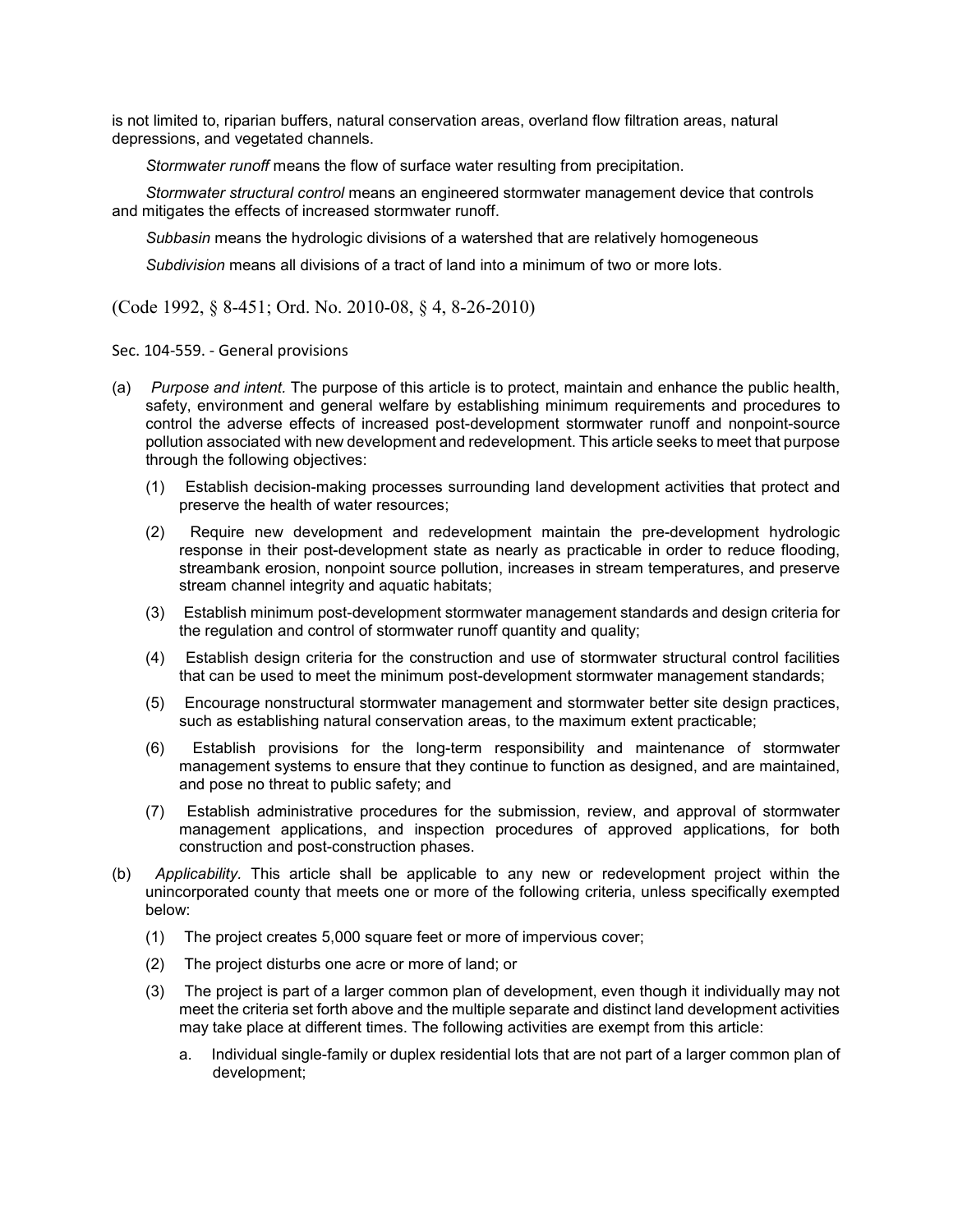is not limited to, riparian buffers, natural conservation areas, overland flow filtration areas, natural depressions, and vegetated channels.

*Stormwater runoff* means the flow of surface water resulting from precipitation.

*Stormwater structural control* means an engineered stormwater management device that controls and mitigates the effects of increased stormwater runoff.

*Subbasin* means the hydrologic divisions of a watershed that are relatively homogeneous

*Subdivision* means all divisions of a tract of land into a minimum of two or more lots.

(Code 1992, § 8-451; Ord. No. 2010-08, § 4, 8-26-2010)

Sec. 104-559. - General provisions

(a) *Purpose and intent.* The purpose of this article is to protect, maintain and enhance the public health, safety, environment and general welfare by establishing minimum requirements and procedures to control the adverse effects of increased post-development stormwater runoff and nonpoint-source pollution associated with new development and redevelopment. This article seeks to meet that purpose through the following objectives:

   (1) Establish decision-making processes surrounding land development activities that protect and preserve the health of water resources;

   (2) Require new development and redevelopment maintain the pre-development hydrologic response in their post-development state as nearly as practicable in order to reduce flooding, streambank erosion, nonpoint source pollution, increases in stream temperatures, and preserve stream channel integrity and aquatic habitats;

   (3) Establish minimum post-development stormwater management standards and design criteria for the regulation and control of stormwater runoff quantity and quality;

   (4) Establish design criteria for the construction and use of stormwater structural control facilities that can be used to meet the minimum post-development stormwater management standards;

   (5) Encourage nonstructural stormwater management and stormwater better site design practices, such as establishing natural conservation areas, to the maximum extent practicable;

   (6) Establish provisions for the long-term responsibility and maintenance of stormwater management systems to ensure that they continue to function as designed, and are maintained, and pose no threat to public safety; and

   (7) Establish administrative procedures for the submission, review, and approval of stormwater management applications, and inspection procedures of approved applications, for both construction and post-construction phases.

(b) *Applicability.* This article shall be applicable to any new or redevelopment project within the unincorporated county that meets one or more of the following criteria, unless specifically exempted below:

   (1) The project creates 5,000 square feet or more of impervious cover;

   (2) The project disturbs one acre or more of land; or

   (3) The project is part of a larger common plan of development, even though it individually may not meet the criteria set forth above and the multiple separate and distinct land development activities may take place at different times. The following activities are exempt from this article:

      a. Individual single-family or duplex residential lots that are not part of a larger common plan of development;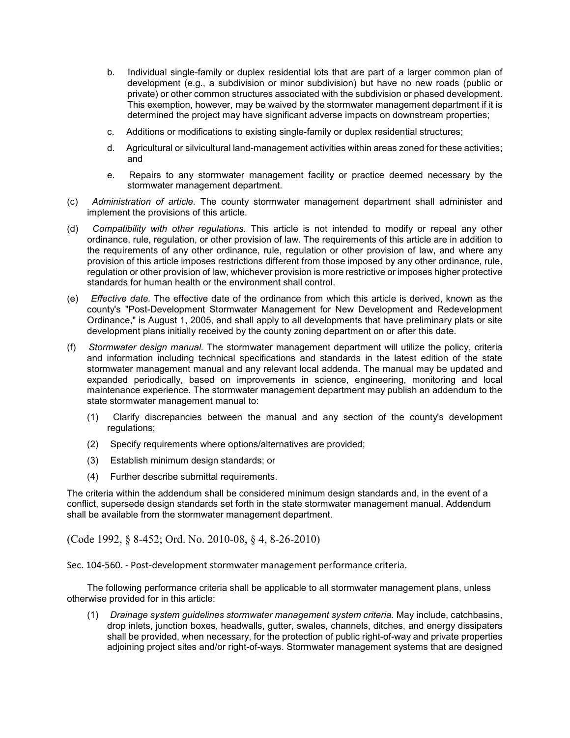b. Individual single-family or duplex residential lots that are part of a larger common plan of development (e.g., a subdivision or minor subdivision) but have no new roads (public or private) or other common structures associated with the subdivision or phased development. This exemption, however, may be waived by the stormwater management department if it is determined the project may have significant adverse impacts on downstream properties;

c. Additions or modifications to existing single-family or duplex residential structures;

d. Agricultural or silvicultural land-management activities within areas zoned for these activities; and

e. Repairs to any stormwater management facility or practice deemed necessary by the stormwater management department.

(c) *Administration of article.* The county stormwater management department shall administer and implement the provisions of this article.

(d) *Compatibility with other regulations.* This article is not intended to modify or repeal any other ordinance, rule, regulation, or other provision of law. The requirements of this article are in addition to the requirements of any other ordinance, rule, regulation or other provision of law, and where any provision of this article imposes restrictions different from those imposed by any other ordinance, rule, regulation or other provision of law, whichever provision is more restrictive or imposes higher protective standards for human health or the environment shall control.

(e) *Effective date.* The effective date of the ordinance from which this article is derived, known as the county's "Post-Development Stormwater Management for New Development and Redevelopment Ordinance," is August 1, 2005, and shall apply to all developments that have preliminary plats or site development plans initially received by the county zoning department on or after this date.

(f) *Stormwater design manual.* The stormwater management department will utilize the policy, criteria and information including technical specifications and standards in the latest edition of the state stormwater management manual and any relevant local addenda. The manual may be updated and expanded periodically, based on improvements in science, engineering, monitoring and local maintenance experience. The stormwater management department may publish an addendum to the state stormwater management manual to:

(1) Clarify discrepancies between the manual and any section of the county's development regulations;

(2) Specify requirements where options/alternatives are provided;

(3) Establish minimum design standards; or

(4) Further describe submittal requirements.

The criteria within the addendum shall be considered minimum design standards and, in the event of a conflict, supersede design standards set forth in the state stormwater management manual. Addendum shall be available from the stormwater management department.

(Code 1992, § 8-452; Ord. No. 2010-08, § 4, 8-26-2010)

Sec. 104-560. - Post-development stormwater management performance criteria.

The following performance criteria shall be applicable to all stormwater management plans, unless otherwise provided for in this article:

(1) *Drainage system guidelines stormwater management system criteria.* May include, catchbasins, drop inlets, junction boxes, headwalls, gutter, swales, channels, ditches, and energy dissipaters shall be provided, when necessary, for the protection of public right-of-way and private properties adjoining project sites and/or right-of-ways. Stormwater management systems that are designed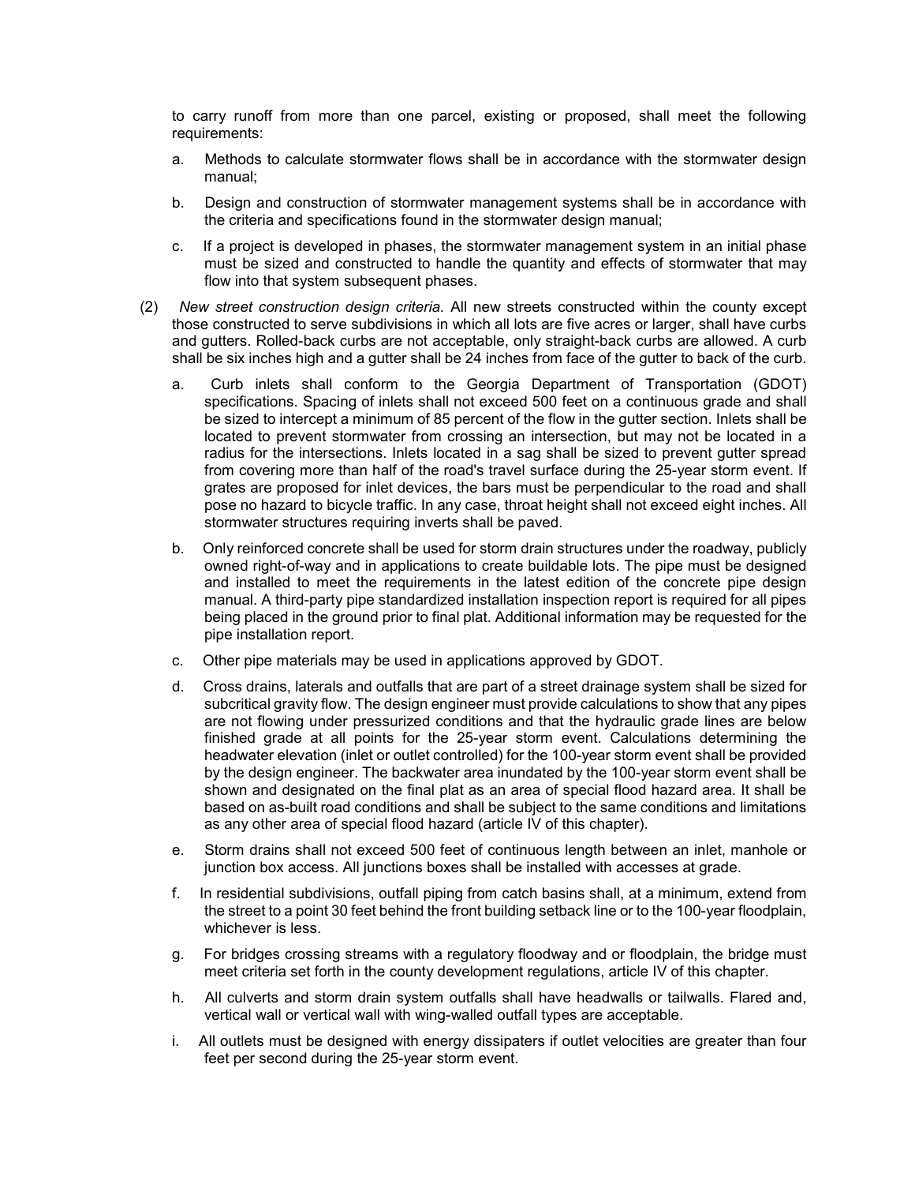to carry runoff from more than one parcel, existing or proposed, shall meet the following requirements:

a. Methods to calculate stormwater flows shall be in accordance with the stormwater design manual;

b. Design and construction of stormwater management systems shall be in accordance with the criteria and specifications found in the stormwater design manual;

c. If a project is developed in phases, the stormwater management system in an initial phase must be sized and constructed to handle the quantity and effects of stormwater that may flow into that system subsequent phases.

(2) *New street construction design criteria.* All new streets constructed within the county except those constructed to serve subdivisions in which all lots are five acres or larger, shall have curbs and gutters. Rolled-back curbs are not acceptable, only straight-back curbs are allowed. A curb shall be six inches high and a gutter shall be 24 inches from face of the gutter to back of the curb.

a. Curb inlets shall conform to the Georgia Department of Transportation (GDOT) specifications. Spacing of inlets shall not exceed 500 feet on a continuous grade and shall be sized to intercept a minimum of 85 percent of the flow in the gutter section. Inlets shall be located to prevent stormwater from crossing an intersection, but may not be located in a radius for the intersections. Inlets located in a sag shall be sized to prevent gutter spread from covering more than half of the road's travel surface during the 25-year storm event. If grates are proposed for inlet devices, the bars must be perpendicular to the road and shall pose no hazard to bicycle traffic. In any case, throat height shall not exceed eight inches. All stormwater structures requiring inverts shall be paved.

b. Only reinforced concrete shall be used for storm drain structures under the roadway, publicly owned right-of-way and in applications to create buildable lots. The pipe must be designed and installed to meet the requirements in the latest edition of the concrete pipe design manual. A third-party pipe standardized installation inspection report is required for all pipes being placed in the ground prior to final plat. Additional information may be requested for the pipe installation report.

c. Other pipe materials may be used in applications approved by GDOT.

d. Cross drains, laterals and outfalls that are part of a street drainage system shall be sized for subcritical gravity flow. The design engineer must provide calculations to show that any pipes are not flowing under pressurized conditions and that the hydraulic grade lines are below finished grade at all points for the 25-year storm event. Calculations determining the headwater elevation (inlet or outlet controlled) for the 100-year storm event shall be provided by the design engineer. The backwater area inundated by the 100-year storm event shall be shown and designated on the final plat as an area of special flood hazard area. It shall be based on as-built road conditions and shall be subject to the same conditions and limitations as any other area of special flood hazard (article IV of this chapter).

e. Storm drains shall not exceed 500 feet of continuous length between an inlet, manhole or junction box access. All junctions boxes shall be installed with accesses at grade.

f. In residential subdivisions, outfall piping from catch basins shall, at a minimum, extend from the street to a point 30 feet behind the front building setback line or to the 100-year floodplain, whichever is less.

g. For bridges crossing streams with a regulatory floodway and or floodplain, the bridge must meet criteria set forth in the county development regulations, article IV of this chapter.

h. All culverts and storm drain system outfalls shall have headwalls or tailwalls. Flared and, vertical wall or vertical wall with wing-walled outfall types are acceptable.

i. All outlets must be designed with energy dissipaters if outlet velocities are greater than four feet per second during the 25-year storm event.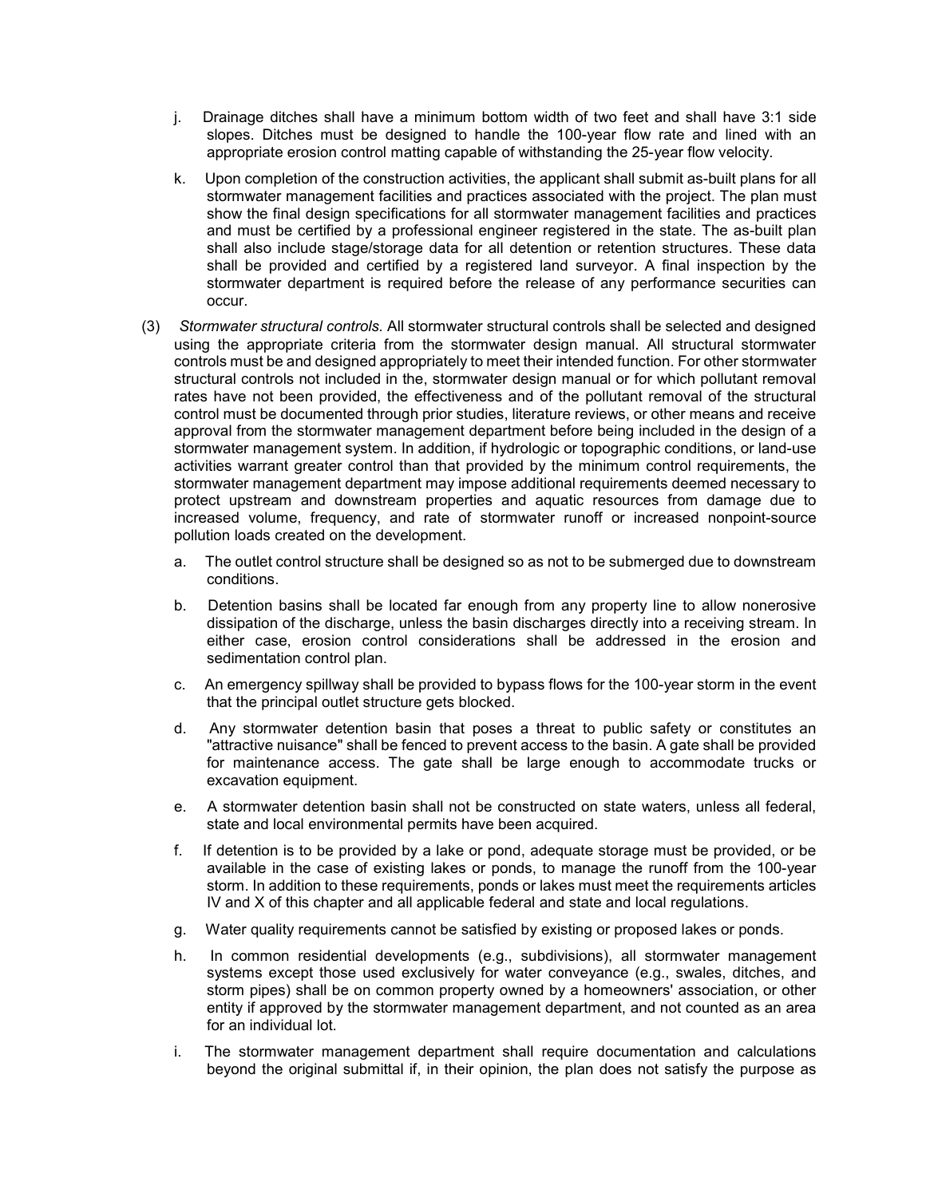j. Drainage ditches shall have a minimum bottom width of two feet and shall have 3:1 side slopes. Ditches must be designed to handle the 100-year flow rate and lined with an appropriate erosion control matting capable of withstanding the 25-year flow velocity.

k. Upon completion of the construction activities, the applicant shall submit as-built plans for all stormwater management facilities and practices associated with the project. The plan must show the final design specifications for all stormwater management facilities and practices and must be certified by a professional engineer registered in the state. The as-built plan shall also include stage/storage data for all detention or retention structures. These data shall be provided and certified by a registered land surveyor. A final inspection by the stormwater department is required before the release of any performance securities can occur.

(3) *Stormwater structural controls.* All stormwater structural controls shall be selected and designed using the appropriate criteria from the stormwater design manual. All structural stormwater controls must be and designed appropriately to meet their intended function. For other stormwater structural controls not included in the, stormwater design manual or for which pollutant removal rates have not been provided, the effectiveness and of the pollutant removal of the structural control must be documented through prior studies, literature reviews, or other means and receive approval from the stormwater management department before being included in the design of a stormwater management system. In addition, if hydrologic or topographic conditions, or land-use activities warrant greater control than that provided by the minimum control requirements, the stormwater management department may impose additional requirements deemed necessary to protect upstream and downstream properties and aquatic resources from damage due to increased volume, frequency, and rate of stormwater runoff or increased nonpoint-source pollution loads created on the development.

a. The outlet control structure shall be designed so as not to be submerged due to downstream conditions.

b. Detention basins shall be located far enough from any property line to allow nonerosive dissipation of the discharge, unless the basin discharges directly into a receiving stream. In either case, erosion control considerations shall be addressed in the erosion and sedimentation control plan.

c. An emergency spillway shall be provided to bypass flows for the 100-year storm in the event that the principal outlet structure gets blocked.

d. Any stormwater detention basin that poses a threat to public safety or constitutes an "attractive nuisance" shall be fenced to prevent access to the basin. A gate shall be provided for maintenance access. The gate shall be large enough to accommodate trucks or excavation equipment.

e. A stormwater detention basin shall not be constructed on state waters, unless all federal, state and local environmental permits have been acquired.

f. If detention is to be provided by a lake or pond, adequate storage must be provided, or be available in the case of existing lakes or ponds, to manage the runoff from the 100-year storm. In addition to these requirements, ponds or lakes must meet the requirements articles IV and X of this chapter and all applicable federal and state and local regulations.

g. Water quality requirements cannot be satisfied by existing or proposed lakes or ponds.

h. In common residential developments (e.g., subdivisions), all stormwater management systems except those used exclusively for water conveyance (e.g., swales, ditches, and storm pipes) shall be on common property owned by a homeowners' association, or other entity if approved by the stormwater management department, and not counted as an area for an individual lot.

i. The stormwater management department shall require documentation and calculations beyond the original submittal if, in their opinion, the plan does not satisfy the purpose as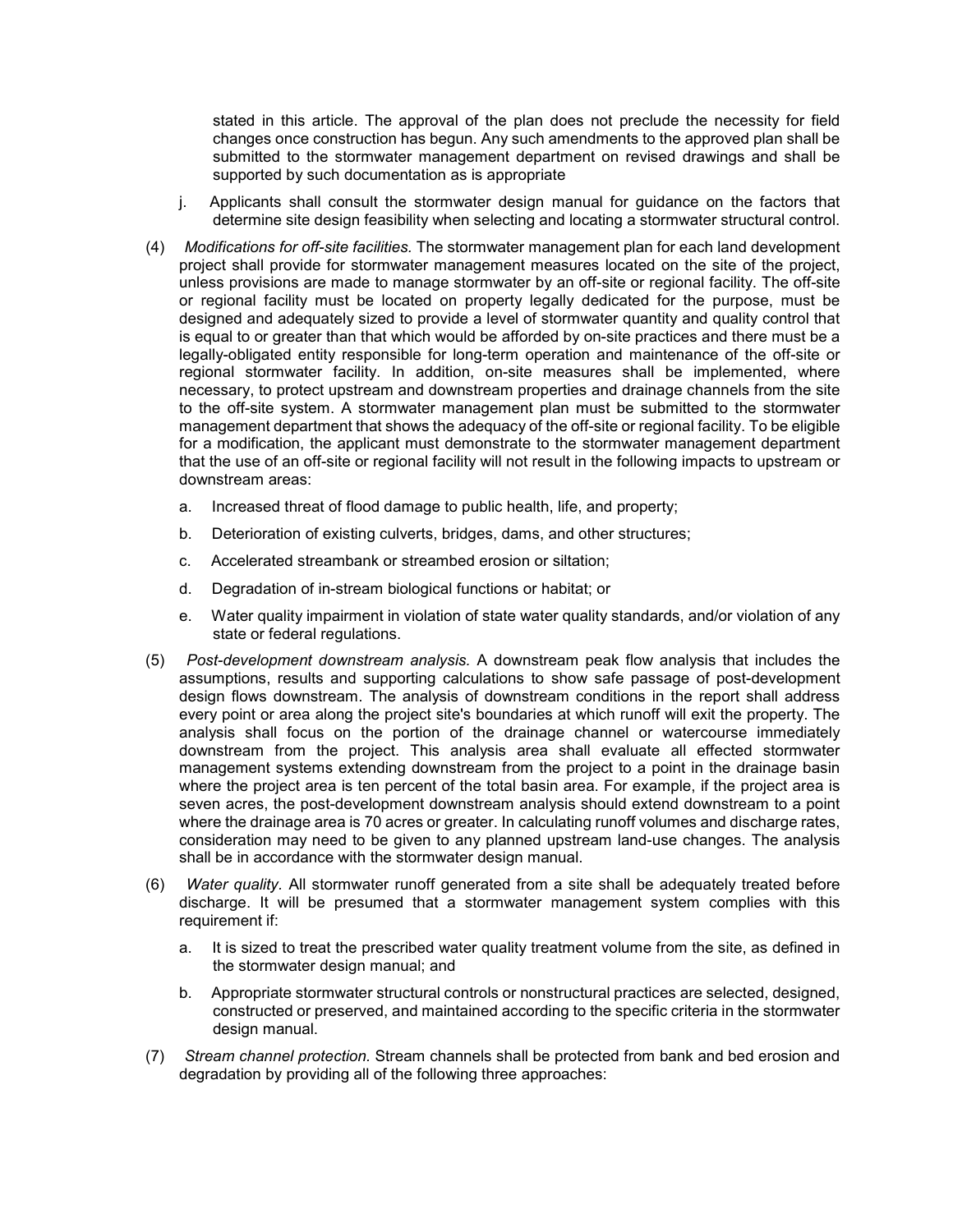stated in this article. The approval of the plan does not preclude the necessity for field changes once construction has begun. Any such amendments to the approved plan shall be submitted to the stormwater management department on revised drawings and shall be supported by such documentation as is appropriate

j. Applicants shall consult the stormwater design manual for guidance on the factors that determine site design feasibility when selecting and locating a stormwater structural control.

(4) *Modifications for off-site facilities.* The stormwater management plan for each land development project shall provide for stormwater management measures located on the site of the project, unless provisions are made to manage stormwater by an off-site or regional facility. The off-site or regional facility must be located on property legally dedicated for the purpose, must be designed and adequately sized to provide a level of stormwater quantity and quality control that is equal to or greater than that which would be afforded by on-site practices and there must be a legally-obligated entity responsible for long-term operation and maintenance of the off-site or regional stormwater facility. In addition, on-site measures shall be implemented, where necessary, to protect upstream and downstream properties and drainage channels from the site to the off-site system. A stormwater management plan must be submitted to the stormwater management department that shows the adequacy of the off-site or regional facility. To be eligible for a modification, the applicant must demonstrate to the stormwater management department that the use of an off-site or regional facility will not result in the following impacts to upstream or downstream areas:

a. Increased threat of flood damage to public health, life, and property;

b. Deterioration of existing culverts, bridges, dams, and other structures;

c. Accelerated streambank or streambed erosion or siltation;

d. Degradation of in-stream biological functions or habitat; or

e. Water quality impairment in violation of state water quality standards, and/or violation of any state or federal regulations.

(5) *Post-development downstream analysis.* A downstream peak flow analysis that includes the assumptions, results and supporting calculations to show safe passage of post-development design flows downstream. The analysis of downstream conditions in the report shall address every point or area along the project site's boundaries at which runoff will exit the property. The analysis shall focus on the portion of the drainage channel or watercourse immediately downstream from the project. This analysis area shall evaluate all effected stormwater management systems extending downstream from the project to a point in the drainage basin where the project area is ten percent of the total basin area. For example, if the project area is seven acres, the post-development downstream analysis should extend downstream to a point where the drainage area is 70 acres or greater. In calculating runoff volumes and discharge rates, consideration may need to be given to any planned upstream land-use changes. The analysis shall be in accordance with the stormwater design manual.

(6) *Water quality.* All stormwater runoff generated from a site shall be adequately treated before discharge. It will be presumed that a stormwater management system complies with this requirement if:

a. It is sized to treat the prescribed water quality treatment volume from the site, as defined in the stormwater design manual; and

b. Appropriate stormwater structural controls or nonstructural practices are selected, designed, constructed or preserved, and maintained according to the specific criteria in the stormwater design manual.

(7) *Stream channel protection.* Stream channels shall be protected from bank and bed erosion and degradation by providing all of the following three approaches: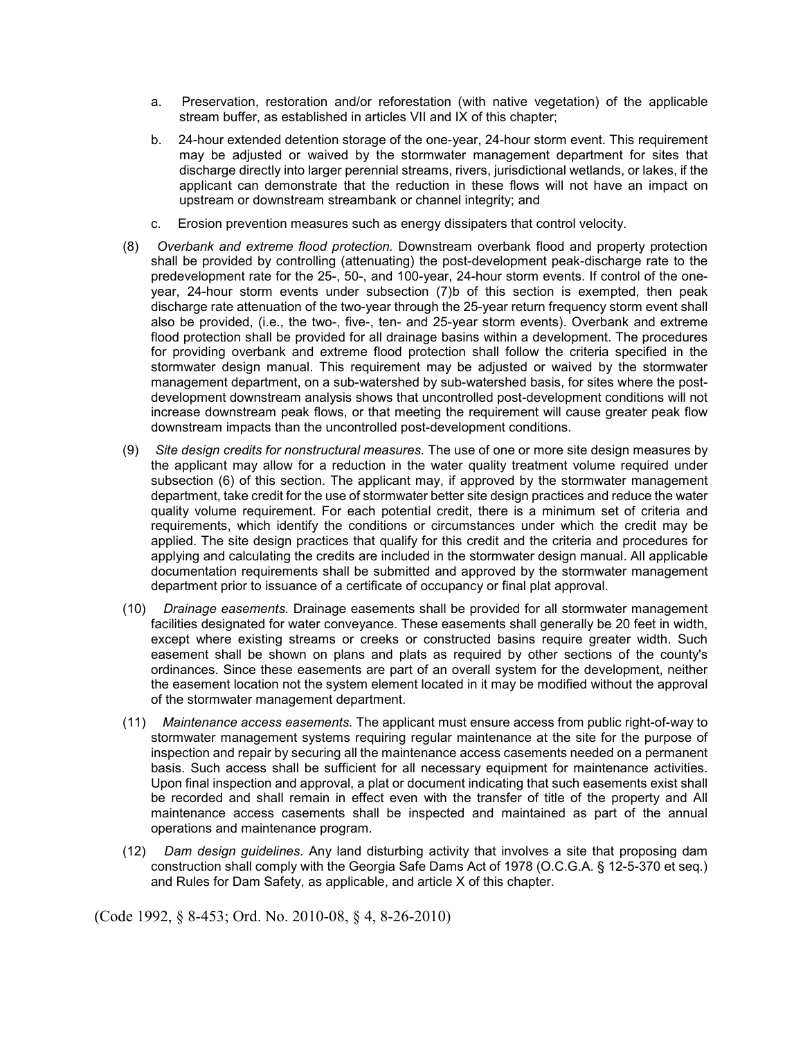a. Preservation, restoration and/or reforestation (with native vegetation) of the applicable stream buffer, as established in articles VII and IX of this chapter;

b. 24-hour extended detention storage of the one-year, 24-hour storm event. This requirement may be adjusted or waived by the stormwater management department for sites that discharge directly into larger perennial streams, rivers, jurisdictional wetlands, or lakes, if the applicant can demonstrate that the reduction in these flows will not have an impact on upstream or downstream streambank or channel integrity; and

c. Erosion prevention measures such as energy dissipaters that control velocity.

(8) *Overbank and extreme flood protection.* Downstream overbank flood and property protection shall be provided by controlling (attenuating) the post-development peak-discharge rate to the predevelopment rate for the 25-, 50-, and 100-year, 24-hour storm events. If control of the one-year, 24-hour storm events under subsection (7)b of this section is exempted, then peak discharge rate attenuation of the two-year through the 25-year return frequency storm event shall also be provided, (i.e., the two-, five-, ten- and 25-year storm events). Overbank and extreme flood protection shall be provided for all drainage basins within a development. The procedures for providing overbank and extreme flood protection shall follow the criteria specified in the stormwater design manual. This requirement may be adjusted or waived by the stormwater management department, on a sub-watershed by sub-watershed basis, for sites where the post-development downstream analysis shows that uncontrolled post-development conditions will not increase downstream peak flows, or that meeting the requirement will cause greater peak flow downstream impacts than the uncontrolled post-development conditions.

(9) *Site design credits for nonstructural measures.* The use of one or more site design measures by the applicant may allow for a reduction in the water quality treatment volume required under subsection (6) of this section. The applicant may, if approved by the stormwater management department, take credit for the use of stormwater better site design practices and reduce the water quality volume requirement. For each potential credit, there is a minimum set of criteria and requirements, which identify the conditions or circumstances under which the credit may be applied. The site design practices that qualify for this credit and the criteria and procedures for applying and calculating the credits are included in the stormwater design manual. All applicable documentation requirements shall be submitted and approved by the stormwater management department prior to issuance of a certificate of occupancy or final plat approval.

(10) *Drainage easements.* Drainage easements shall be provided for all stormwater management facilities designated for water conveyance. These easements shall generally be 20 feet in width, except where existing streams or creeks or constructed basins require greater width. Such easement shall be shown on plans and plats as required by other sections of the county's ordinances. Since these easements are part of an overall system for the development, neither the easement location not the system element located in it may be modified without the approval of the stormwater management department.

(11) *Maintenance access easements.* The applicant must ensure access from public right-of-way to stormwater management systems requiring regular maintenance at the site for the purpose of inspection and repair by securing all the maintenance access casements needed on a permanent basis. Such access shall be sufficient for all necessary equipment for maintenance activities. Upon final inspection and approval, a plat or document indicating that such easements exist shall be recorded and shall remain in effect even with the transfer of title of the property and All maintenance access casements shall be inspected and maintained as part of the annual operations and maintenance program.

(12) *Dam design guidelines.* Any land disturbing activity that involves a site that proposing dam construction shall comply with the Georgia Safe Dams Act of 1978 (O.C.G.A. § 12-5-370 et seq.) and Rules for Dam Safety, as applicable, and article X of this chapter.

(Code 1992, § 8-453; Ord. No. 2010-08, § 4, 8-26-2010)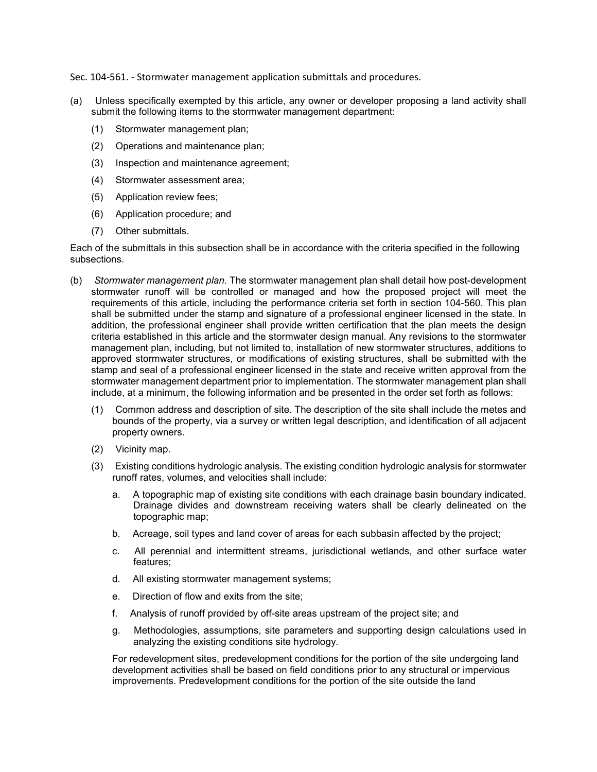Sec. 104-561. - Stormwater management application submittals and procedures.

(a) Unless specifically exempted by this article, any owner or developer proposing a land activity shall submit the following items to the stormwater management department:

(1) Stormwater management plan;

(2) Operations and maintenance plan;

(3) Inspection and maintenance agreement;

(4) Stormwater assessment area;

(5) Application review fees;

(6) Application procedure; and

(7) Other submittals.

Each of the submittals in this subsection shall be in accordance with the criteria specified in the following subsections.

(b) *Stormwater management plan.* The stormwater management plan shall detail how post-development stormwater runoff will be controlled or managed and how the proposed project will meet the requirements of this article, including the performance criteria set forth in section 104-560. This plan shall be submitted under the stamp and signature of a professional engineer licensed in the state. In addition, the professional engineer shall provide written certification that the plan meets the design criteria established in this article and the stormwater design manual. Any revisions to the stormwater management plan, including, but not limited to, installation of new stormwater structures, additions to approved stormwater structures, or modifications of existing structures, shall be submitted with the stamp and seal of a professional engineer licensed in the state and receive written approval from the stormwater management department prior to implementation. The stormwater management plan shall include, at a minimum, the following information and be presented in the order set forth as follows:

(1) Common address and description of site. The description of the site shall include the metes and bounds of the property, via a survey or written legal description, and identification of all adjacent property owners.

(2) Vicinity map.

(3) Existing conditions hydrologic analysis. The existing condition hydrologic analysis for stormwater runoff rates, volumes, and velocities shall include:

a. A topographic map of existing site conditions with each drainage basin boundary indicated. Drainage divides and downstream receiving waters shall be clearly delineated on the topographic map;

b. Acreage, soil types and land cover of areas for each subbasin affected by the project;

c. All perennial and intermittent streams, jurisdictional wetlands, and other surface water features;

d. All existing stormwater management systems;

e. Direction of flow and exits from the site;

f. Analysis of runoff provided by off-site areas upstream of the project site; and

g. Methodologies, assumptions, site parameters and supporting design calculations used in analyzing the existing conditions site hydrology.

For redevelopment sites, predevelopment conditions for the portion of the site undergoing land development activities shall be based on field conditions prior to any structural or impervious improvements. Predevelopment conditions for the portion of the site outside the land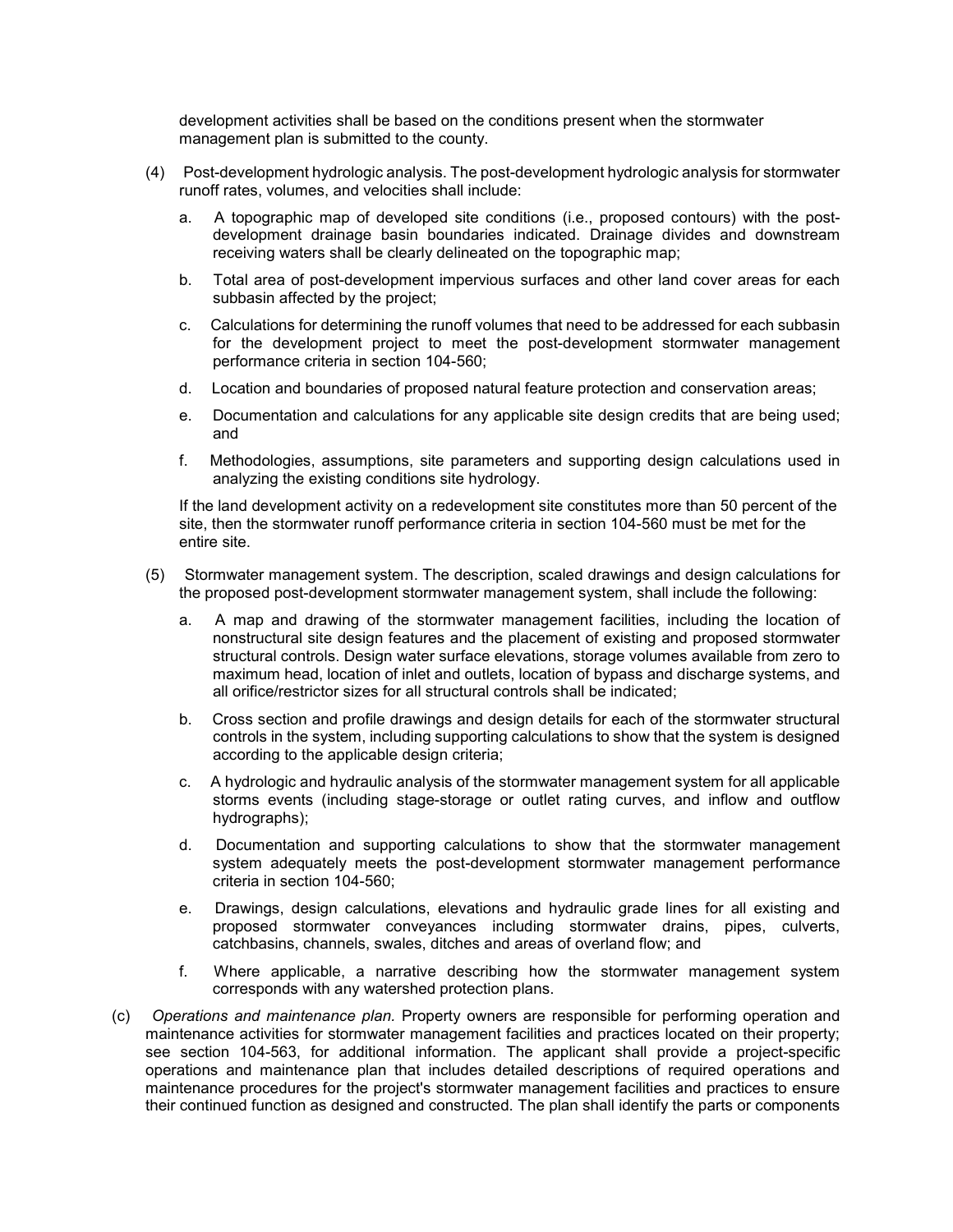development activities shall be based on the conditions present when the stormwater management plan is submitted to the county.

(4) Post-development hydrologic analysis. The post-development hydrologic analysis for stormwater runoff rates, volumes, and velocities shall include:

a. A topographic map of developed site conditions (i.e., proposed contours) with the post-development drainage basin boundaries indicated. Drainage divides and downstream receiving waters shall be clearly delineated on the topographic map;

b. Total area of post-development impervious surfaces and other land cover areas for each subbasin affected by the project;

c. Calculations for determining the runoff volumes that need to be addressed for each subbasin for the development project to meet the post-development stormwater management performance criteria in section 104-560;

d. Location and boundaries of proposed natural feature protection and conservation areas;

e. Documentation and calculations for any applicable site design credits that are being used; and

f. Methodologies, assumptions, site parameters and supporting design calculations used in analyzing the existing conditions site hydrology.

If the land development activity on a redevelopment site constitutes more than 50 percent of the site, then the stormwater runoff performance criteria in section 104-560 must be met for the entire site.

(5) Stormwater management system. The description, scaled drawings and design calculations for the proposed post-development stormwater management system, shall include the following:

a. A map and drawing of the stormwater management facilities, including the location of nonstructural site design features and the placement of existing and proposed stormwater structural controls. Design water surface elevations, storage volumes available from zero to maximum head, location of inlet and outlets, location of bypass and discharge systems, and all orifice/restrictor sizes for all structural controls shall be indicated;

b. Cross section and profile drawings and design details for each of the stormwater structural controls in the system, including supporting calculations to show that the system is designed according to the applicable design criteria;

c. A hydrologic and hydraulic analysis of the stormwater management system for all applicable storms events (including stage-storage or outlet rating curves, and inflow and outflow hydrographs);

d. Documentation and supporting calculations to show that the stormwater management system adequately meets the post-development stormwater management performance criteria in section 104-560;

e. Drawings, design calculations, elevations and hydraulic grade lines for all existing and proposed stormwater conveyances including stormwater drains, pipes, culverts, catchbasins, channels, swales, ditches and areas of overland flow; and

f. Where applicable, a narrative describing how the stormwater management system corresponds with any watershed protection plans.

(c) *Operations and maintenance plan.* Property owners are responsible for performing operation and maintenance activities for stormwater management facilities and practices located on their property; see section 104-563, for additional information. The applicant shall provide a project-specific operations and maintenance plan that includes detailed descriptions of required operations and maintenance procedures for the project's stormwater management facilities and practices to ensure their continued function as designed and constructed. The plan shall identify the parts or components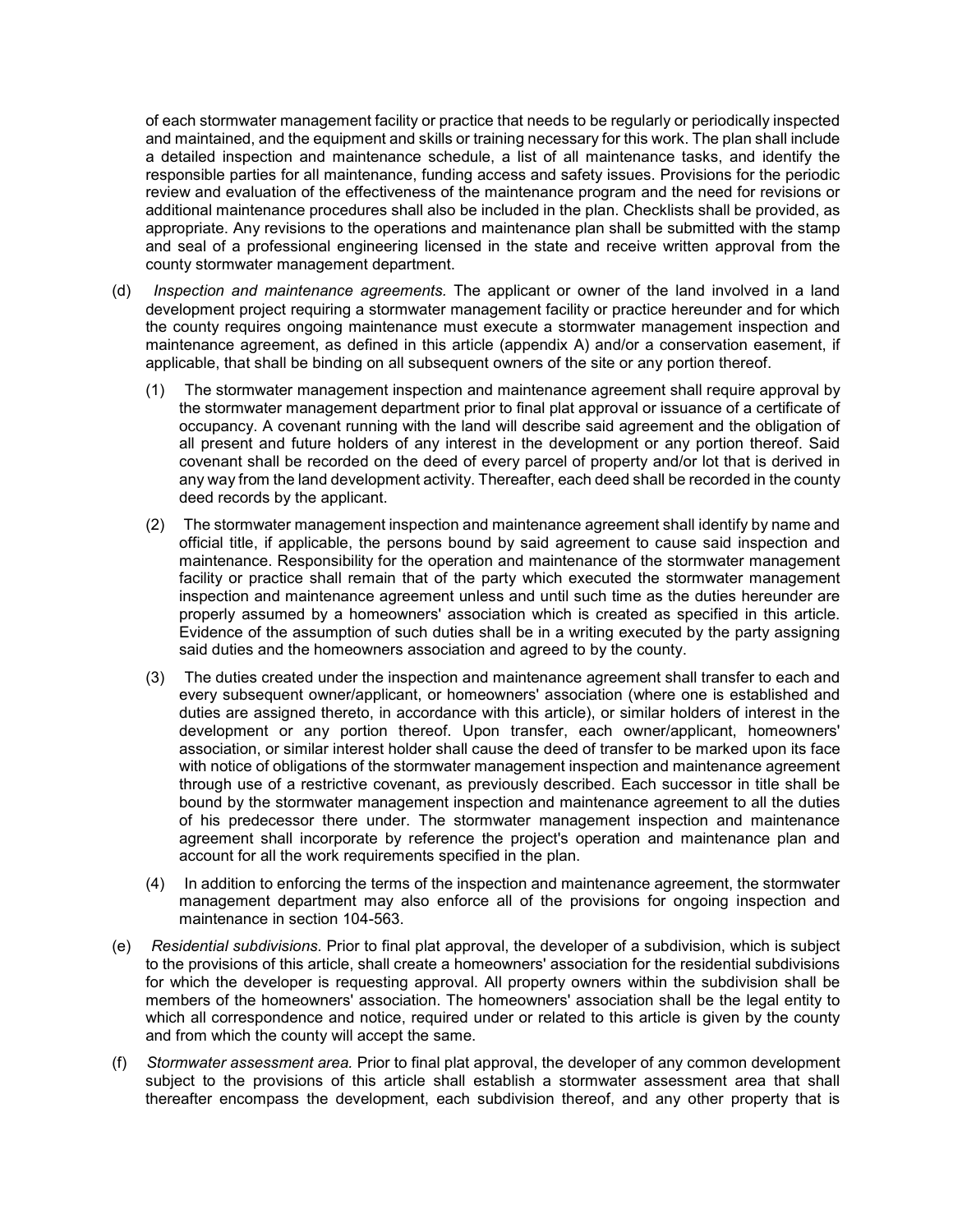of each stormwater management facility or practice that needs to be regularly or periodically inspected and maintained, and the equipment and skills or training necessary for this work. The plan shall include a detailed inspection and maintenance schedule, a list of all maintenance tasks, and identify the responsible parties for all maintenance, funding access and safety issues. Provisions for the periodic review and evaluation of the effectiveness of the maintenance program and the need for revisions or additional maintenance procedures shall also be included in the plan. Checklists shall be provided, as appropriate. Any revisions to the operations and maintenance plan shall be submitted with the stamp and seal of a professional engineering licensed in the state and receive written approval from the county stormwater management department.

(d) *Inspection and maintenance agreements.* The applicant or owner of the land involved in a land development project requiring a stormwater management facility or practice hereunder and for which the county requires ongoing maintenance must execute a stormwater management inspection and maintenance agreement, as defined in this article (appendix A) and/or a conservation easement, if applicable, that shall be binding on all subsequent owners of the site or any portion thereof.

  (1) The stormwater management inspection and maintenance agreement shall require approval by the stormwater management department prior to final plat approval or issuance of a certificate of occupancy. A covenant running with the land will describe said agreement and the obligation of all present and future holders of any interest in the development or any portion thereof. Said covenant shall be recorded on the deed of every parcel of property and/or lot that is derived in any way from the land development activity. Thereafter, each deed shall be recorded in the county deed records by the applicant.

  (2) The stormwater management inspection and maintenance agreement shall identify by name and official title, if applicable, the persons bound by said agreement to cause said inspection and maintenance. Responsibility for the operation and maintenance of the stormwater management facility or practice shall remain that of the party which executed the stormwater management inspection and maintenance agreement unless and until such time as the duties hereunder are properly assumed by a homeowners' association which is created as specified in this article. Evidence of the assumption of such duties shall be in a writing executed by the party assigning said duties and the homeowners association and agreed to by the county.

  (3) The duties created under the inspection and maintenance agreement shall transfer to each and every subsequent owner/applicant, or homeowners' association (where one is established and duties are assigned thereto, in accordance with this article), or similar holders of interest in the development or any portion thereof. Upon transfer, each owner/applicant, homeowners' association, or similar interest holder shall cause the deed of transfer to be marked upon its face with notice of obligations of the stormwater management inspection and maintenance agreement through use of a restrictive covenant, as previously described. Each successor in title shall be bound by the stormwater management inspection and maintenance agreement to all the duties of his predecessor there under. The stormwater management inspection and maintenance agreement shall incorporate by reference the project's operation and maintenance plan and account for all the work requirements specified in the plan.

  (4) In addition to enforcing the terms of the inspection and maintenance agreement, the stormwater management department may also enforce all of the provisions for ongoing inspection and maintenance in section 104-563.

(e) *Residential subdivisions.* Prior to final plat approval, the developer of a subdivision, which is subject to the provisions of this article, shall create a homeowners' association for the residential subdivisions for which the developer is requesting approval. All property owners within the subdivision shall be members of the homeowners' association. The homeowners' association shall be the legal entity to which all correspondence and notice, required under or related to this article is given by the county and from which the county will accept the same.

(f) *Stormwater assessment area.* Prior to final plat approval, the developer of any common development subject to the provisions of this article shall establish a stormwater assessment area that shall thereafter encompass the development, each subdivision thereof, and any other property that is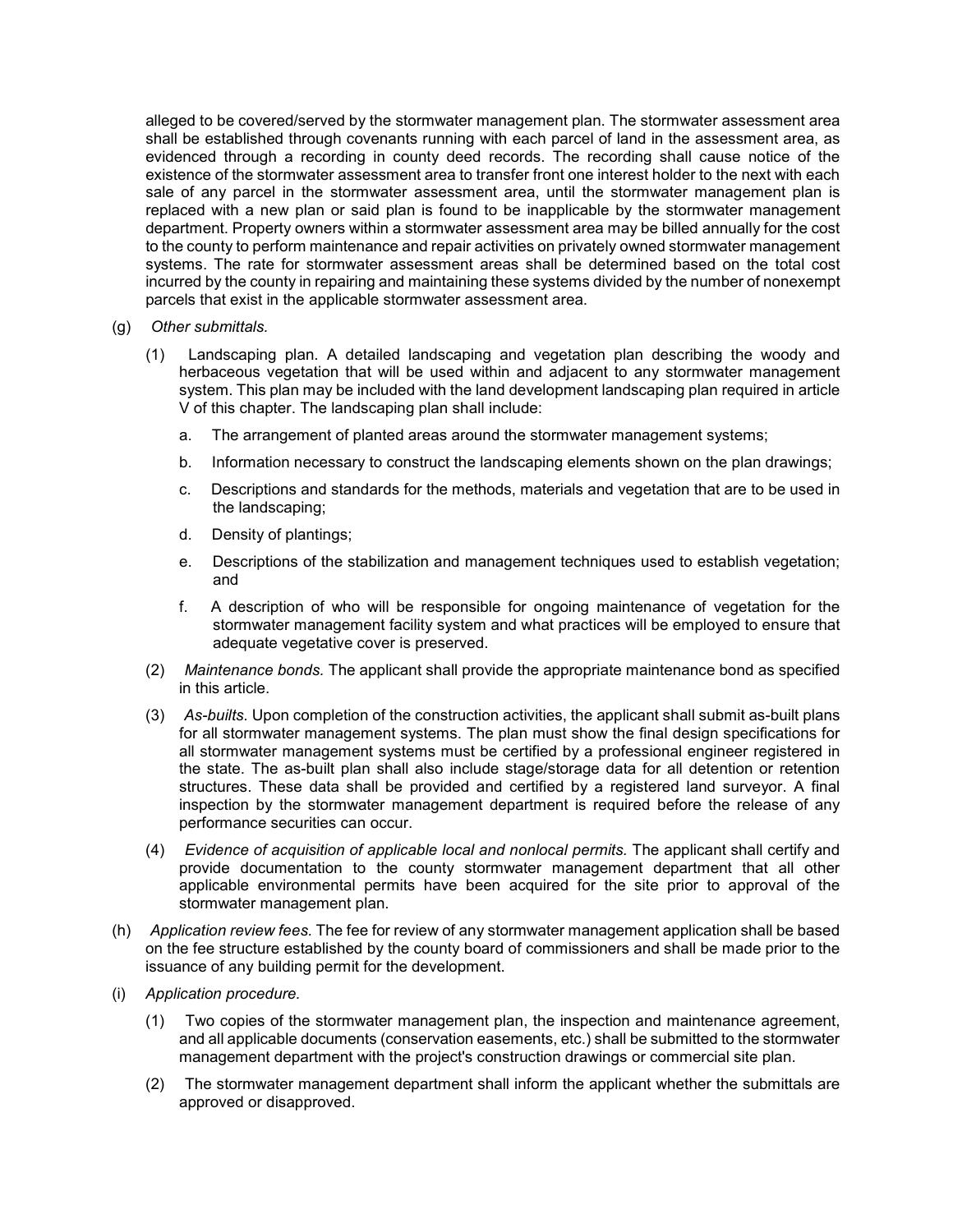alleged to be covered/served by the stormwater management plan. The stormwater assessment area shall be established through covenants running with each parcel of land in the assessment area, as evidenced through a recording in county deed records. The recording shall cause notice of the existence of the stormwater assessment area to transfer front one interest holder to the next with each sale of any parcel in the stormwater assessment area, until the stormwater management plan is replaced with a new plan or said plan is found to be inapplicable by the stormwater management department. Property owners within a stormwater assessment area may be billed annually for the cost to the county to perform maintenance and repair activities on privately owned stormwater management systems. The rate for stormwater assessment areas shall be determined based on the total cost incurred by the county in repairing and maintaining these systems divided by the number of nonexempt parcels that exist in the applicable stormwater assessment area.

(g) *Other submittals.*

(1) Landscaping plan. A detailed landscaping and vegetation plan describing the woody and herbaceous vegetation that will be used within and adjacent to any stormwater management system. This plan may be included with the land development landscaping plan required in article V of this chapter. The landscaping plan shall include:

a. The arrangement of planted areas around the stormwater management systems;

b. Information necessary to construct the landscaping elements shown on the plan drawings;

c. Descriptions and standards for the methods, materials and vegetation that are to be used in the landscaping;

d. Density of plantings;

e. Descriptions of the stabilization and management techniques used to establish vegetation; and

f. A description of who will be responsible for ongoing maintenance of vegetation for the stormwater management facility system and what practices will be employed to ensure that adequate vegetative cover is preserved.

(2) *Maintenance bonds.* The applicant shall provide the appropriate maintenance bond as specified in this article.

(3) *As-builts.* Upon completion of the construction activities, the applicant shall submit as-built plans for all stormwater management systems. The plan must show the final design specifications for all stormwater management systems must be certified by a professional engineer registered in the state. The as-built plan shall also include stage/storage data for all detention or retention structures. These data shall be provided and certified by a registered land surveyor. A final inspection by the stormwater management department is required before the release of any performance securities can occur.

(4) *Evidence of acquisition of applicable local and nonlocal permits.* The applicant shall certify and provide documentation to the county stormwater management department that all other applicable environmental permits have been acquired for the site prior to approval of the stormwater management plan.

(h) *Application review fees.* The fee for review of any stormwater management application shall be based on the fee structure established by the county board of commissioners and shall be made prior to the issuance of any building permit for the development.

(i) *Application procedure.*

(1) Two copies of the stormwater management plan, the inspection and maintenance agreement, and all applicable documents (conservation easements, etc.) shall be submitted to the stormwater management department with the project's construction drawings or commercial site plan.

(2) The stormwater management department shall inform the applicant whether the submittals are approved or disapproved.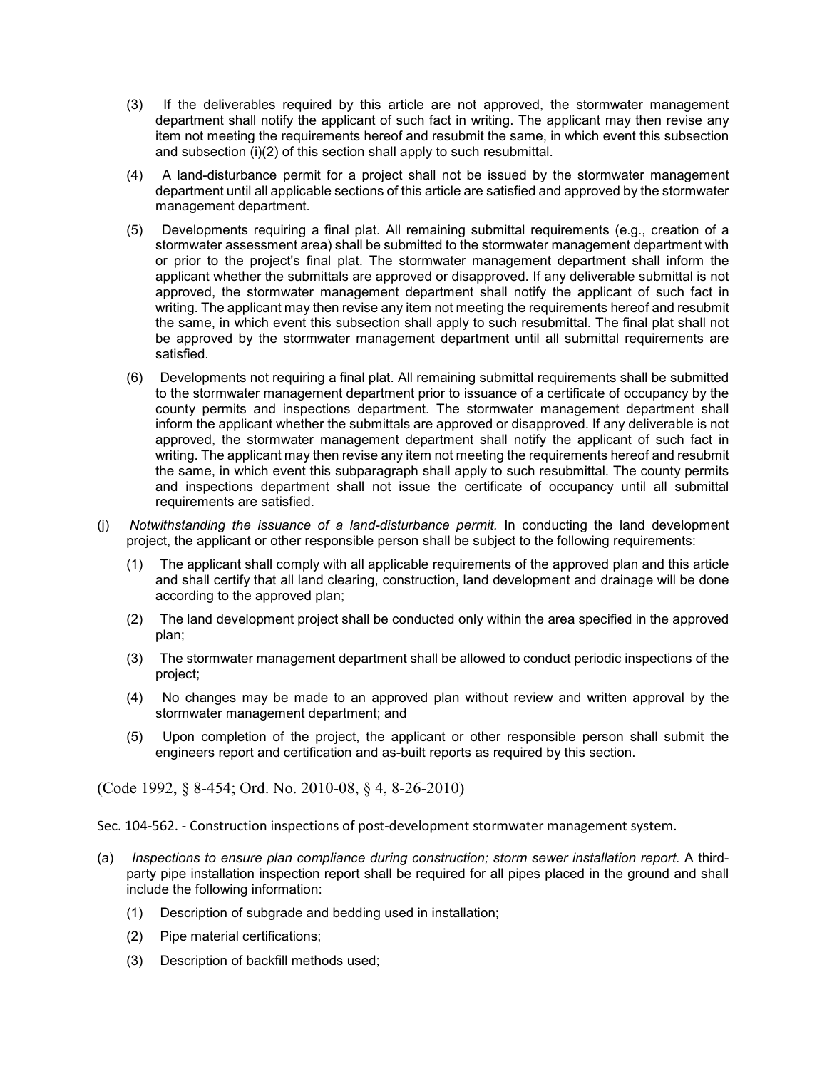(3) If the deliverables required by this article are not approved, the stormwater management department shall notify the applicant of such fact in writing. The applicant may then revise any item not meeting the requirements hereof and resubmit the same, in which event this subsection and subsection (i)(2) of this section shall apply to such resubmittal.

(4) A land-disturbance permit for a project shall not be issued by the stormwater management department until all applicable sections of this article are satisfied and approved by the stormwater management department.

(5) Developments requiring a final plat. All remaining submittal requirements (e.g., creation of a stormwater assessment area) shall be submitted to the stormwater management department with or prior to the project's final plat. The stormwater management department shall inform the applicant whether the submittals are approved or disapproved. If any deliverable submittal is not approved, the stormwater management department shall notify the applicant of such fact in writing. The applicant may then revise any item not meeting the requirements hereof and resubmit the same, in which event this subsection shall apply to such resubmittal. The final plat shall not be approved by the stormwater management department until all submittal requirements are satisfied.

(6) Developments not requiring a final plat. All remaining submittal requirements shall be submitted to the stormwater management department prior to issuance of a certificate of occupancy by the county permits and inspections department. The stormwater management department shall inform the applicant whether the submittals are approved or disapproved. If any deliverable is not approved, the stormwater management department shall notify the applicant of such fact in writing. The applicant may then revise any item not meeting the requirements hereof and resubmit the same, in which event this subparagraph shall apply to such resubmittal. The county permits and inspections department shall not issue the certificate of occupancy until all submittal requirements are satisfied.

(j) *Notwithstanding the issuance of a land-disturbance permit.* In conducting the land development project, the applicant or other responsible person shall be subject to the following requirements:

(1) The applicant shall comply with all applicable requirements of the approved plan and this article and shall certify that all land clearing, construction, land development and drainage will be done according to the approved plan;

(2) The land development project shall be conducted only within the area specified in the approved plan;

(3) The stormwater management department shall be allowed to conduct periodic inspections of the project;

(4) No changes may be made to an approved plan without review and written approval by the stormwater management department; and

(5) Upon completion of the project, the applicant or other responsible person shall submit the engineers report and certification and as-built reports as required by this section.

(Code 1992, § 8-454; Ord. No. 2010-08, § 4, 8-26-2010)

Sec. 104-562. - Construction inspections of post-development stormwater management system.

(a) *Inspections to ensure plan compliance during construction; storm sewer installation report.* A third-party pipe installation inspection report shall be required for all pipes placed in the ground and shall include the following information:

(1) Description of subgrade and bedding used in installation;

(2) Pipe material certifications;

(3) Description of backfill methods used;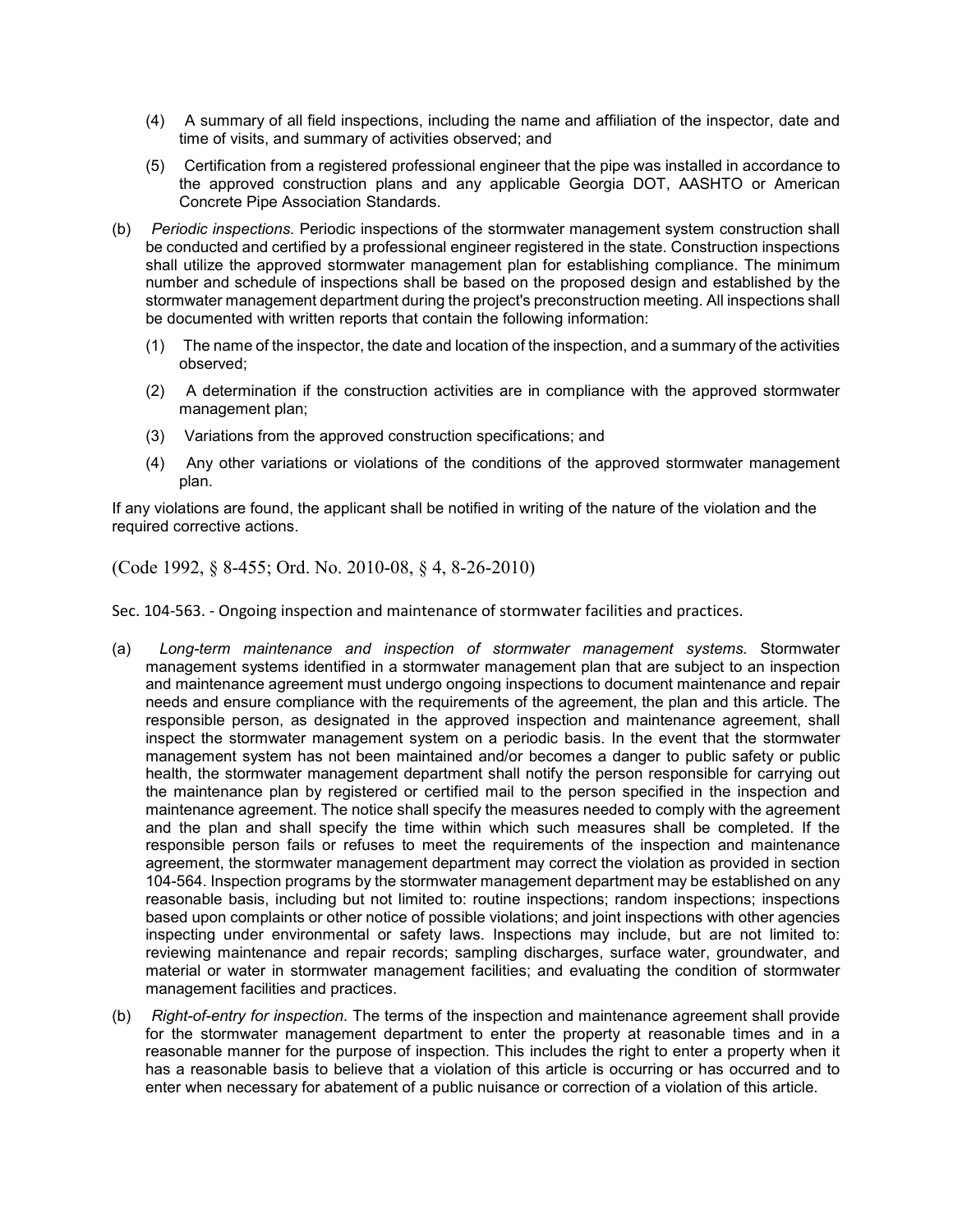(4) A summary of all field inspections, including the name and affiliation of the inspector, date and time of visits, and summary of activities observed; and

(5) Certification from a registered professional engineer that the pipe was installed in accordance to the approved construction plans and any applicable Georgia DOT, AASHTO or American Concrete Pipe Association Standards.

(b) *Periodic inspections.* Periodic inspections of the stormwater management system construction shall be conducted and certified by a professional engineer registered in the state. Construction inspections shall utilize the approved stormwater management plan for establishing compliance. The minimum number and schedule of inspections shall be based on the proposed design and established by the stormwater management department during the project's preconstruction meeting. All inspections shall be documented with written reports that contain the following information:

(1) The name of the inspector, the date and location of the inspection, and a summary of the activities observed;

(2) A determination if the construction activities are in compliance with the approved stormwater management plan;

(3) Variations from the approved construction specifications; and

(4) Any other variations or violations of the conditions of the approved stormwater management plan.

If any violations are found, the applicant shall be notified in writing of the nature of the violation and the required corrective actions.

(Code 1992, § 8-455; Ord. No. 2010-08, § 4, 8-26-2010)

Sec. 104-563. - Ongoing inspection and maintenance of stormwater facilities and practices.

(a) *Long-term maintenance and inspection of stormwater management systems.* Stormwater management systems identified in a stormwater management plan that are subject to an inspection and maintenance agreement must undergo ongoing inspections to document maintenance and repair needs and ensure compliance with the requirements of the agreement, the plan and this article. The responsible person, as designated in the approved inspection and maintenance agreement, shall inspect the stormwater management system on a periodic basis. In the event that the stormwater management system has not been maintained and/or becomes a danger to public safety or public health, the stormwater management department shall notify the person responsible for carrying out the maintenance plan by registered or certified mail to the person specified in the inspection and maintenance agreement. The notice shall specify the measures needed to comply with the agreement and the plan and shall specify the time within which such measures shall be completed. If the responsible person fails or refuses to meet the requirements of the inspection and maintenance agreement, the stormwater management department may correct the violation as provided in section 104-564. Inspection programs by the stormwater management department may be established on any reasonable basis, including but not limited to: routine inspections; random inspections; inspections based upon complaints or other notice of possible violations; and joint inspections with other agencies inspecting under environmental or safety laws. Inspections may include, but are not limited to: reviewing maintenance and repair records; sampling discharges, surface water, groundwater, and material or water in stormwater management facilities; and evaluating the condition of stormwater management facilities and practices.

(b) *Right-of-entry for inspection.* The terms of the inspection and maintenance agreement shall provide for the stormwater management department to enter the property at reasonable times and in a reasonable manner for the purpose of inspection. This includes the right to enter a property when it has a reasonable basis to believe that a violation of this article is occurring or has occurred and to enter when necessary for abatement of a public nuisance or correction of a violation of this article.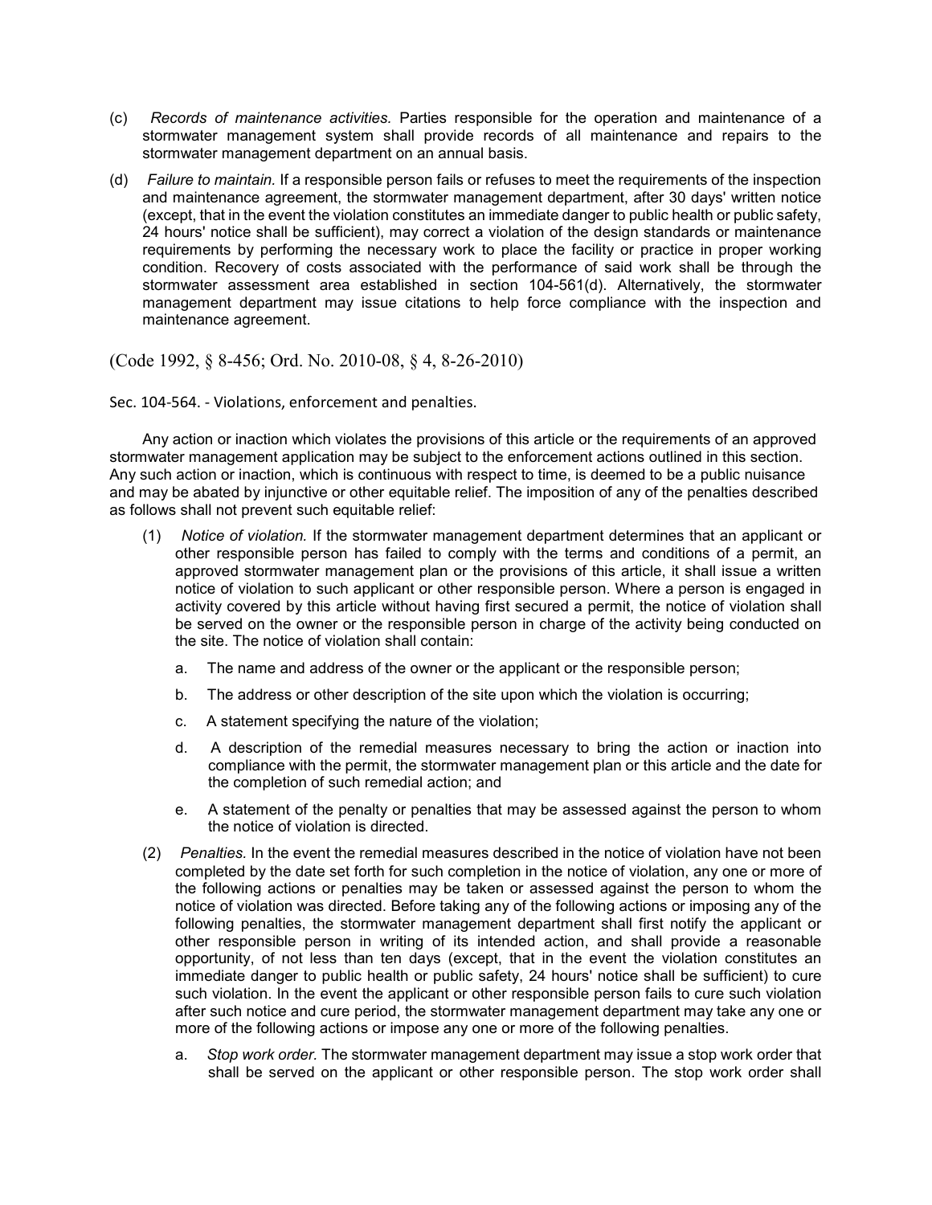(c) *Records of maintenance activities.* Parties responsible for the operation and maintenance of a stormwater management system shall provide records of all maintenance and repairs to the stormwater management department on an annual basis.

(d) *Failure to maintain.* If a responsible person fails or refuses to meet the requirements of the inspection and maintenance agreement, the stormwater management department, after 30 days' written notice (except, that in the event the violation constitutes an immediate danger to public health or public safety, 24 hours' notice shall be sufficient), may correct a violation of the design standards or maintenance requirements by performing the necessary work to place the facility or practice in proper working condition. Recovery of costs associated with the performance of said work shall be through the stormwater assessment area established in section 104-561(d). Alternatively, the stormwater management department may issue citations to help force compliance with the inspection and maintenance agreement.

(Code 1992, § 8-456; Ord. No. 2010-08, § 4, 8-26-2010)

Sec. 104-564. - Violations, enforcement and penalties.

Any action or inaction which violates the provisions of this article or the requirements of an approved stormwater management application may be subject to the enforcement actions outlined in this section. Any such action or inaction, which is continuous with respect to time, is deemed to be a public nuisance and may be abated by injunctive or other equitable relief. The imposition of any of the penalties described as follows shall not prevent such equitable relief:

(1) *Notice of violation.* If the stormwater management department determines that an applicant or other responsible person has failed to comply with the terms and conditions of a permit, an approved stormwater management plan or the provisions of this article, it shall issue a written notice of violation to such applicant or other responsible person. Where a person is engaged in activity covered by this article without having first secured a permit, the notice of violation shall be served on the owner or the responsible person in charge of the activity being conducted on the site. The notice of violation shall contain:

   a. The name and address of the owner or the applicant or the responsible person;

   b. The address or other description of the site upon which the violation is occurring;

   c. A statement specifying the nature of the violation;

   d. A description of the remedial measures necessary to bring the action or inaction into compliance with the permit, the stormwater management plan or this article and the date for the completion of such remedial action; and

   e. A statement of the penalty or penalties that may be assessed against the person to whom the notice of violation is directed.

(2) *Penalties.* In the event the remedial measures described in the notice of violation have not been completed by the date set forth for such completion in the notice of violation, any one or more of the following actions or penalties may be taken or assessed against the person to whom the notice of violation was directed. Before taking any of the following actions or imposing any of the following penalties, the stormwater management department shall first notify the applicant or other responsible person in writing of its intended action, and shall provide a reasonable opportunity, of not less than ten days (except, that in the event the violation constitutes an immediate danger to public health or public safety, 24 hours' notice shall be sufficient) to cure such violation. In the event the applicant or other responsible person fails to cure such violation after such notice and cure period, the stormwater management department may take any one or more of the following actions or impose any one or more of the following penalties.

   a. *Stop work order.* The stormwater management department may issue a stop work order that shall be served on the applicant or other responsible person. The stop work order shall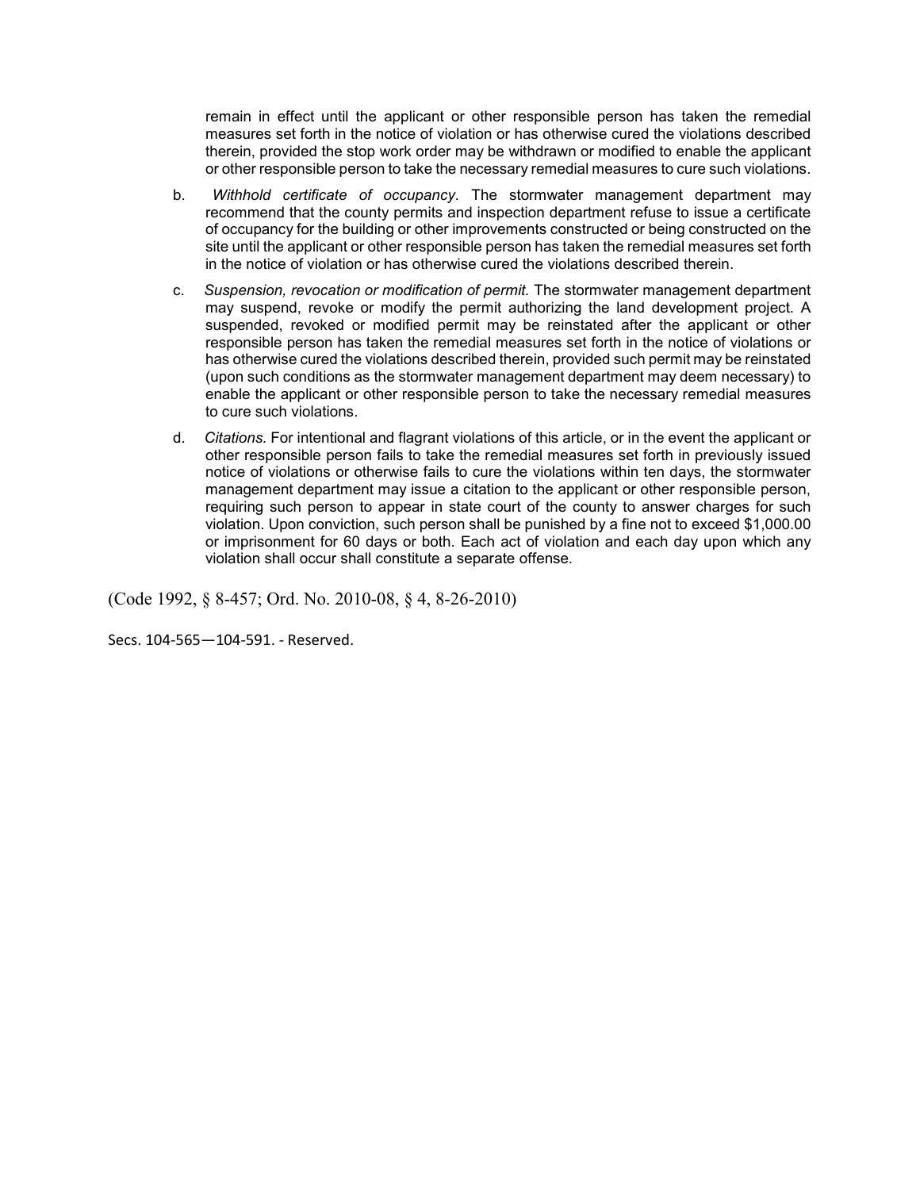remain in effect until the applicant or other responsible person has taken the remedial measures set forth in the notice of violation or has otherwise cured the violations described therein, provided the stop work order may be withdrawn or modified to enable the applicant or other responsible person to take the necessary remedial measures to cure such violations.

b. *Withhold certificate of occupancy.* The stormwater management department may recommend that the county permits and inspection department refuse to issue a certificate of occupancy for the building or other improvements constructed or being constructed on the site until the applicant or other responsible person has taken the remedial measures set forth in the notice of violation or has otherwise cured the violations described therein.

c. *Suspension, revocation or modification of permit.* The stormwater management department may suspend, revoke or modify the permit authorizing the land development project. A suspended, revoked or modified permit may be reinstated after the applicant or other responsible person has taken the remedial measures set forth in the notice of violations or has otherwise cured the violations described therein, provided such permit may be reinstated (upon such conditions as the stormwater management department may deem necessary) to enable the applicant or other responsible person to take the necessary remedial measures to cure such violations.

d. *Citations.* For intentional and flagrant violations of this article, or in the event the applicant or other responsible person fails to take the remedial measures set forth in previously issued notice of violations or otherwise fails to cure the violations within ten days, the stormwater management department may issue a citation to the applicant or other responsible person, requiring such person to appear in state court of the county to answer charges for such violation. Upon conviction, such person shall be punished by a fine not to exceed $1,000.00 or imprisonment for 60 days or both. Each act of violation and each day upon which any violation shall occur shall constitute a separate offense.

(Code 1992, § 8-457; Ord. No. 2010-08, § 4, 8-26-2010)

Secs. 104-565—104-591. - Reserved.